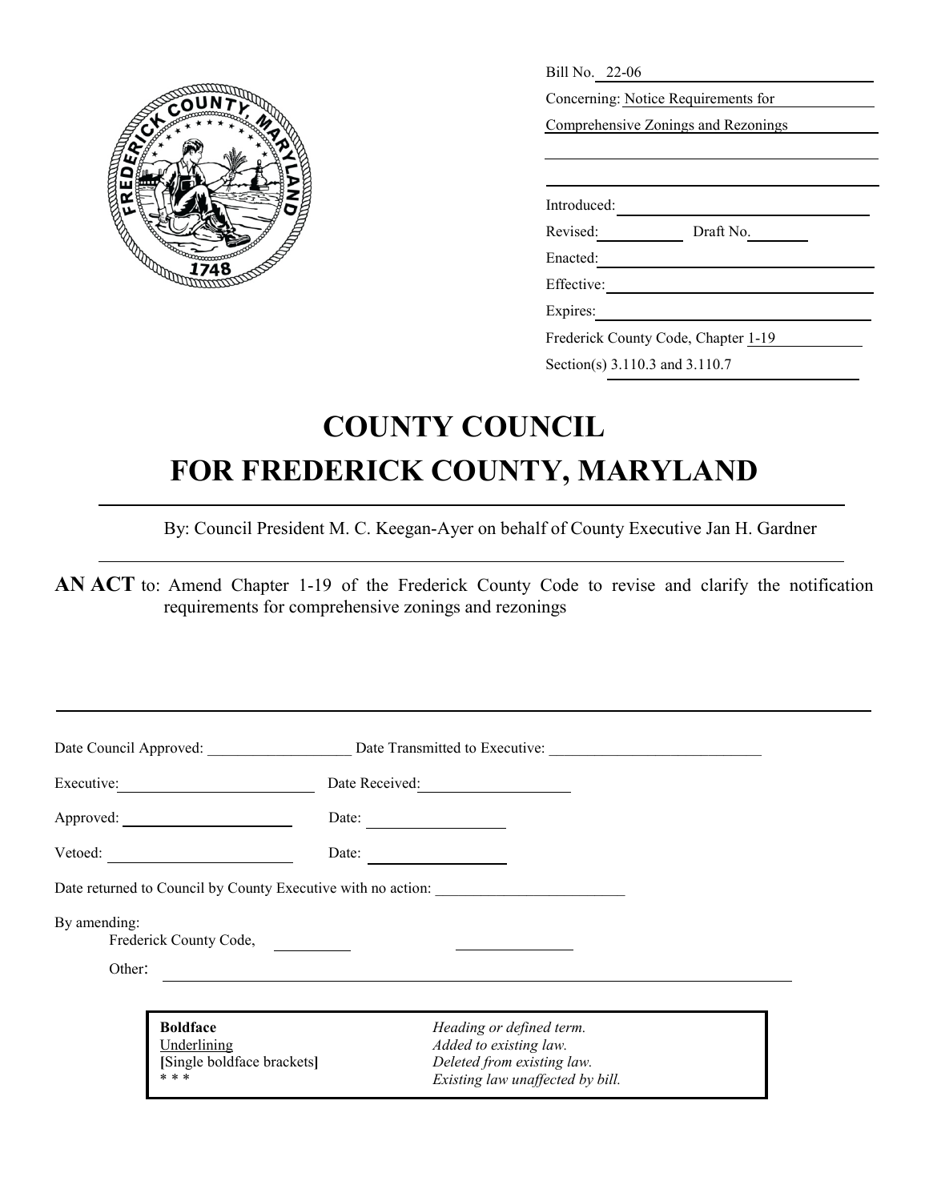Bill No. 22-06

Concerning: Notice Requirements for Comprehensive Zonings and Rezonings

Introduced: \_\_\_\_\_\_\_\_\_\_

Revised: \_\_\_\_\_\_\_\_\_\_ Draft No. \_\_\_\_\_\_\_\_\_\_

Enacted: \_\_\_\_\_\_\_\_\_\_

Effective: \_\_\_\_\_\_\_\_\_\_

Expires: \_\_\_\_\_\_\_\_\_\_

Frederick County Code, Chapter 1-19

Section(s) 3.110.3 and 3.110.7

# COUNTY COUNCIL
# FOR FREDERICK COUNTY, MARYLAND

By: Council President M. C. Keegan-Ayer on behalf of County Executive Jan H. Gardner

**AN ACT** to: Amend Chapter 1-19 of the Frederick County Code to revise and clarify the notification requirements for comprehensive zonings and rezonings

Date Council Approved: \_\_\_\_\_\_\_\_\_\_ Date Transmitted to Executive: \_\_\_\_\_\_\_\_\_\_

Executive: \_\_\_\_\_\_\_\_\_\_ Date Received: \_\_\_\_\_\_\_\_\_\_

Approved: \_\_\_\_\_\_\_\_\_\_ Date: \_\_\_\_\_\_\_\_\_\_

Vetoed: \_\_\_\_\_\_\_\_\_\_ Date: \_\_\_\_\_\_\_\_\_\_

Date returned to Council by County Executive with no action: \_\_\_\_\_\_\_\_\_\_

By amending:

Frederick County Code, \_\_\_\_\_\_\_\_\_\_ \_\_\_\_\_\_\_\_\_\_

Other: \_\_\_\_\_\_\_\_\_\_

| | |
|---|---|
| **Boldface** | *Heading or defined term.* |
| <u>Underlining</u> | *Added to existing law.* |
| **[**Single boldface brackets**]** | *Deleted from existing law.* |
| * * * | *Existing law unaffected by bill.* |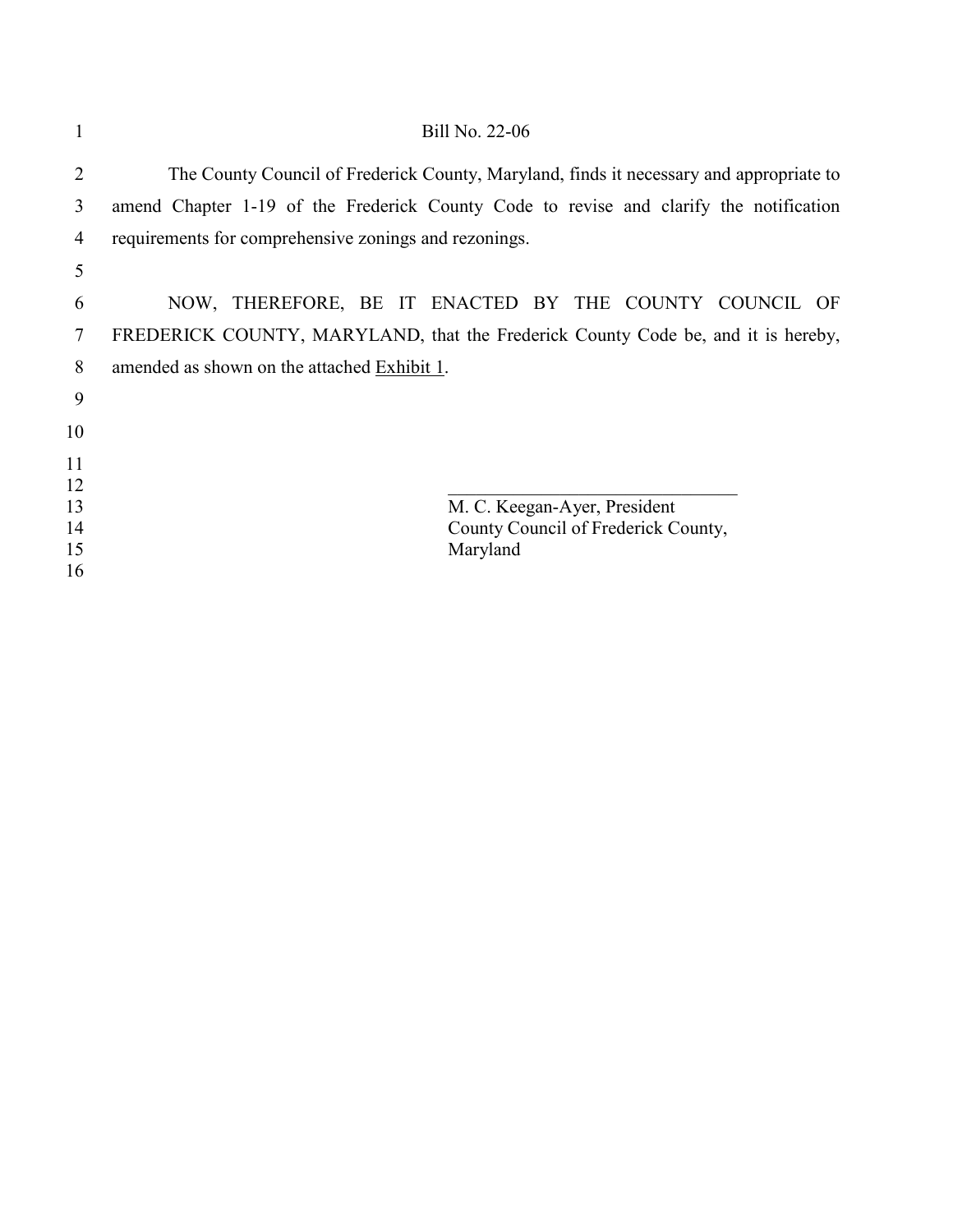Bill No. 22-06

The County Council of Frederick County, Maryland, finds it necessary and appropriate to amend Chapter 1-19 of the Frederick County Code to revise and clarify the notification requirements for comprehensive zonings and rezonings.

NOW, THEREFORE, BE IT ENACTED BY THE COUNTY COUNCIL OF FREDERICK COUNTY, MARYLAND, that the Frederick County Code be, and it is hereby, amended as shown on the attached Exhibit 1.

\_\_\_\_\_\_\_\_\_\_\_\_\_\_\_\_\_\_\_\_\_\_\_\_\_\_\_\_\_\_\_\_\_\_\_

M. C. Keegan-Ayer, President
County Council of Frederick County,
Maryland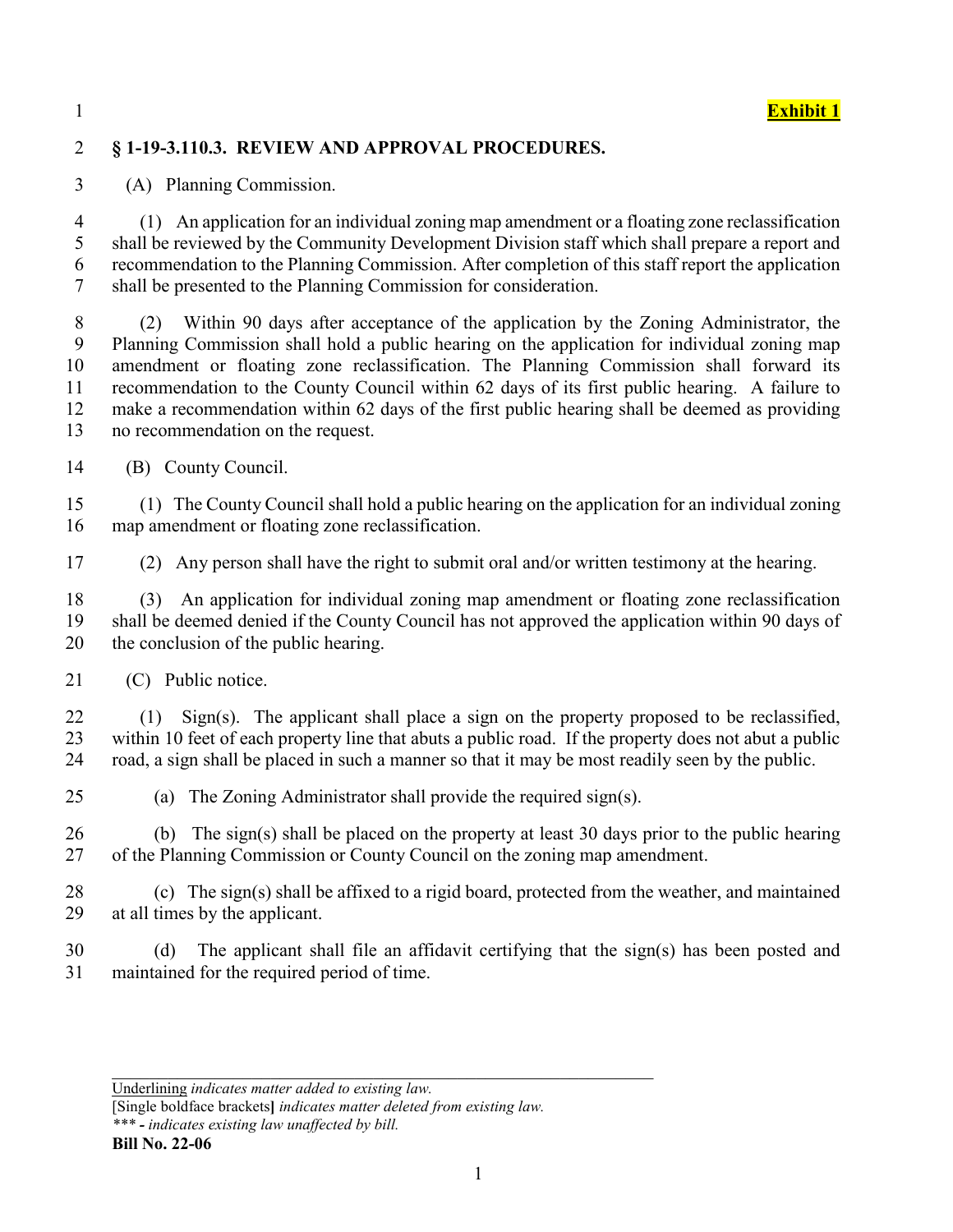**Exhibit 1**

## § 1-19-3.110.3. REVIEW AND APPROVAL PROCEDURES.

(A) Planning Commission.

(1) An application for an individual zoning map amendment or a floating zone reclassification shall be reviewed by the Community Development Division staff which shall prepare a report and recommendation to the Planning Commission. After completion of this staff report the application shall be presented to the Planning Commission for consideration.

(2) Within 90 days after acceptance of the application by the Zoning Administrator, the Planning Commission shall hold a public hearing on the application for individual zoning map amendment or floating zone reclassification. The Planning Commission shall forward its recommendation to the County Council within 62 days of its first public hearing. A failure to make a recommendation within 62 days of the first public hearing shall be deemed as providing no recommendation on the request.

(B) County Council.

(1) The County Council shall hold a public hearing on the application for an individual zoning map amendment or floating zone reclassification.

(2) Any person shall have the right to submit oral and/or written testimony at the hearing.

(3) An application for individual zoning map amendment or floating zone reclassification shall be deemed denied if the County Council has not approved the application within 90 days of the conclusion of the public hearing.

(C) Public notice.

(1) Sign(s). The applicant shall place a sign on the property proposed to be reclassified, within 10 feet of each property line that abuts a public road. If the property does not abut a public road, a sign shall be placed in such a manner so that it may be most readily seen by the public.

(a) The Zoning Administrator shall provide the required sign(s).

(b) The sign(s) shall be placed on the property at least 30 days prior to the public hearing of the Planning Commission or County Council on the zoning map amendment.

(c) The sign(s) shall be affixed to a rigid board, protected from the weather, and maintained at all times by the applicant.

(d) The applicant shall file an affidavit certifying that the sign(s) has been posted and maintained for the required period of time.

---

Underlining *indicates matter added to existing law.*
[Single boldface brackets**]** *indicates matter deleted from existing law.*
*\*\*\* - indicates existing law unaffected by bill.*
**Bill No. 22-06**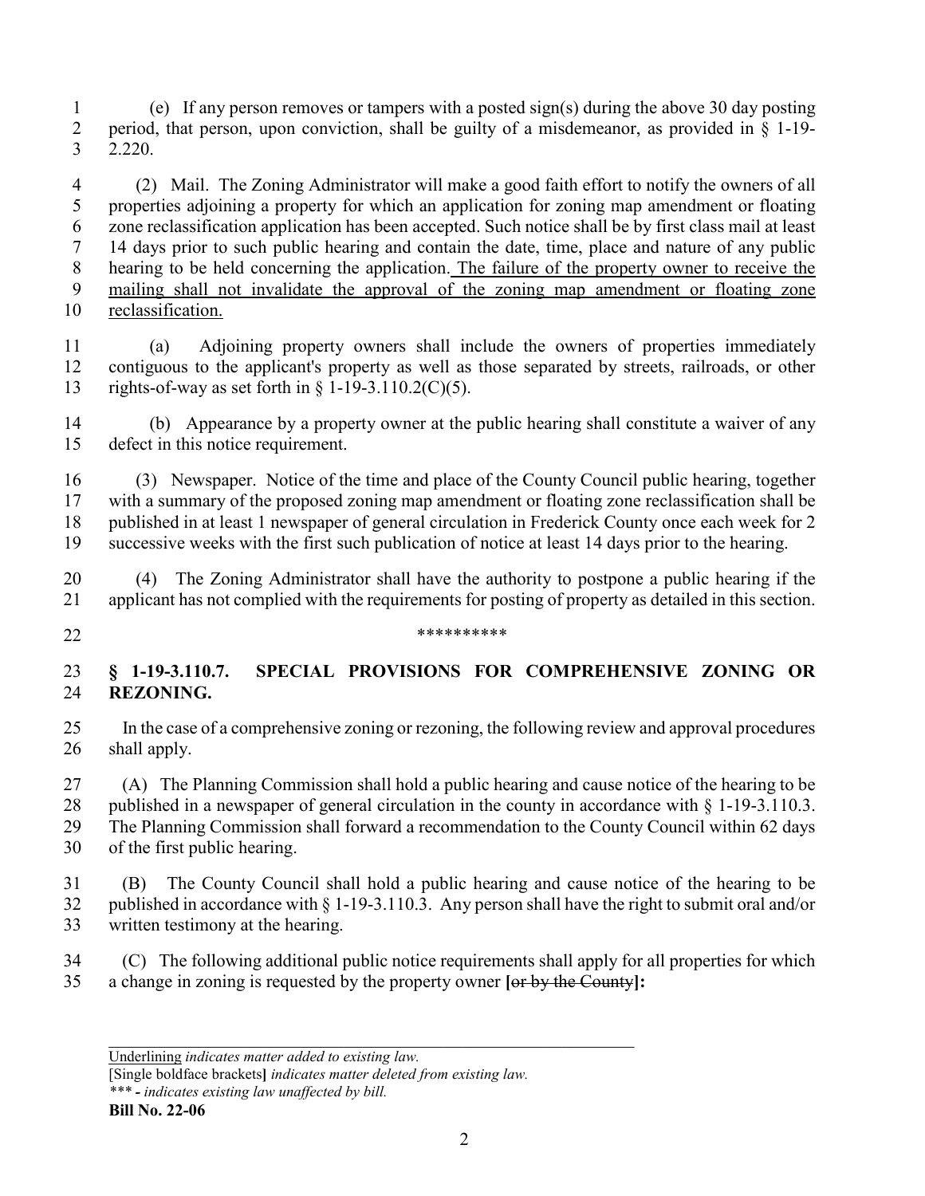(e) If any person removes or tampers with a posted sign(s) during the above 30 day posting period, that person, upon conviction, shall be guilty of a misdemeanor, as provided in § 1-19-2.220.

(2) Mail. The Zoning Administrator will make a good faith effort to notify the owners of all properties adjoining a property for which an application for zoning map amendment or floating zone reclassification application has been accepted. Such notice shall be by first class mail at least 14 days prior to such public hearing and contain the date, time, place and nature of any public hearing to be held concerning the application. <u>The failure of the property owner to receive the mailing shall not invalidate the approval of the zoning map amendment or floating zone reclassification.</u>

(a) Adjoining property owners shall include the owners of properties immediately contiguous to the applicant's property as well as those separated by streets, railroads, or other rights-of-way as set forth in § 1-19-3.110.2(C)(5).

(b) Appearance by a property owner at the public hearing shall constitute a waiver of any defect in this notice requirement.

(3) Newspaper. Notice of the time and place of the County Council public hearing, together with a summary of the proposed zoning map amendment or floating zone reclassification shall be published in at least 1 newspaper of general circulation in Frederick County once each week for 2 successive weeks with the first such publication of notice at least 14 days prior to the hearing.

(4) The Zoning Administrator shall have the authority to postpone a public hearing if the applicant has not complied with the requirements for posting of property as detailed in this section.

**********

**§ 1-19-3.110.7. SPECIAL PROVISIONS FOR COMPREHENSIVE ZONING OR REZONING.**

In the case of a comprehensive zoning or rezoning, the following review and approval procedures shall apply.

(A) The Planning Commission shall hold a public hearing and cause notice of the hearing to be published in a newspaper of general circulation in the county in accordance with § 1-19-3.110.3. The Planning Commission shall forward a recommendation to the County Council within 62 days of the first public hearing.

(B) The County Council shall hold a public hearing and cause notice of the hearing to be published in accordance with § 1-19-3.110.3. Any person shall have the right to submit oral and/or written testimony at the hearing.

(C) The following additional public notice requirements shall apply for all properties for which a change in zoning is requested by the property owner **[**~~or by the County~~**]:**

<u>Underlining</u> *indicates matter added to existing law.*
[Single boldface brackets**]** *indicates matter deleted from existing law.*
*\*\*\* - indicates existing law unaffected by bill.*
**Bill No. 22-06**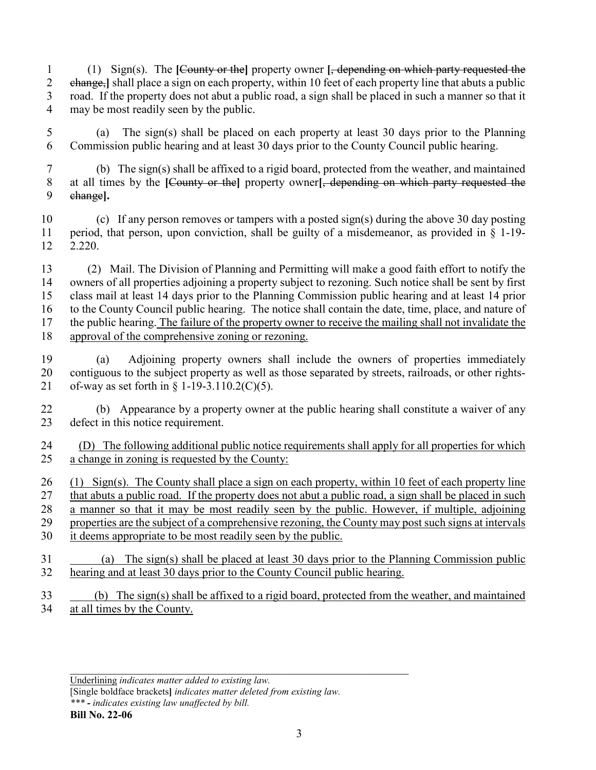(1) Sign(s). The **[**~~County or the~~**]** property owner **[**~~, depending on which party requested the change,~~**]** shall place a sign on each property, within 10 feet of each property line that abuts a public road. If the property does not abut a public road, a sign shall be placed in such a manner so that it may be most readily seen by the public.

(a) The sign(s) shall be placed on each property at least 30 days prior to the Planning Commission public hearing and at least 30 days prior to the County Council public hearing.

(b) The sign(s) shall be affixed to a rigid board, protected from the weather, and maintained at all times by the **[**~~County or the~~**]** property owner**[**~~, depending on which party requested the change~~**]**.

(c) If any person removes or tampers with a posted sign(s) during the above 30 day posting period, that person, upon conviction, shall be guilty of a misdemeanor, as provided in § 1-19-2.220.

(2) Mail. The Division of Planning and Permitting will make a good faith effort to notify the owners of all properties adjoining a property subject to rezoning. Such notice shall be sent by first class mail at least 14 days prior to the Planning Commission public hearing and at least 14 prior to the County Council public hearing. The notice shall contain the date, time, place, and nature of the public hearing. <u>The failure of the property owner to receive the mailing shall not invalidate the approval of the comprehensive zoning or rezoning.</u>

(a) Adjoining property owners shall include the owners of properties immediately contiguous to the subject property as well as those separated by streets, railroads, or other rights-of-way as set forth in § 1-19-3.110.2(C)(5).

(b) Appearance by a property owner at the public hearing shall constitute a waiver of any defect in this notice requirement.

<u>(D) The following additional public notice requirements shall apply for all properties for which a change in zoning is requested by the County:</u>

<u>(1) Sign(s). The County shall place a sign on each property, within 10 feet of each property line that abuts a public road. If the property does not abut a public road, a sign shall be placed in such a manner so that it may be most readily seen by the public. However, if multiple, adjoining properties are the subject of a comprehensive rezoning, the County may post such signs at intervals it deems appropriate to be most readily seen by the public.</u>

<u>(a) The sign(s) shall be placed at least 30 days prior to the Planning Commission public hearing and at least 30 days prior to the County Council public hearing.</u>

<u>(b) The sign(s) shall be affixed to a rigid board, protected from the weather, and maintained at all times by the County.</u>

---

<u>Underlining</u> *indicates matter added to existing law.*
[Single boldface brackets**]** *indicates matter deleted from existing law.*
*\*\*\* - indicates existing law unaffected by bill.*
**Bill No. 22-06**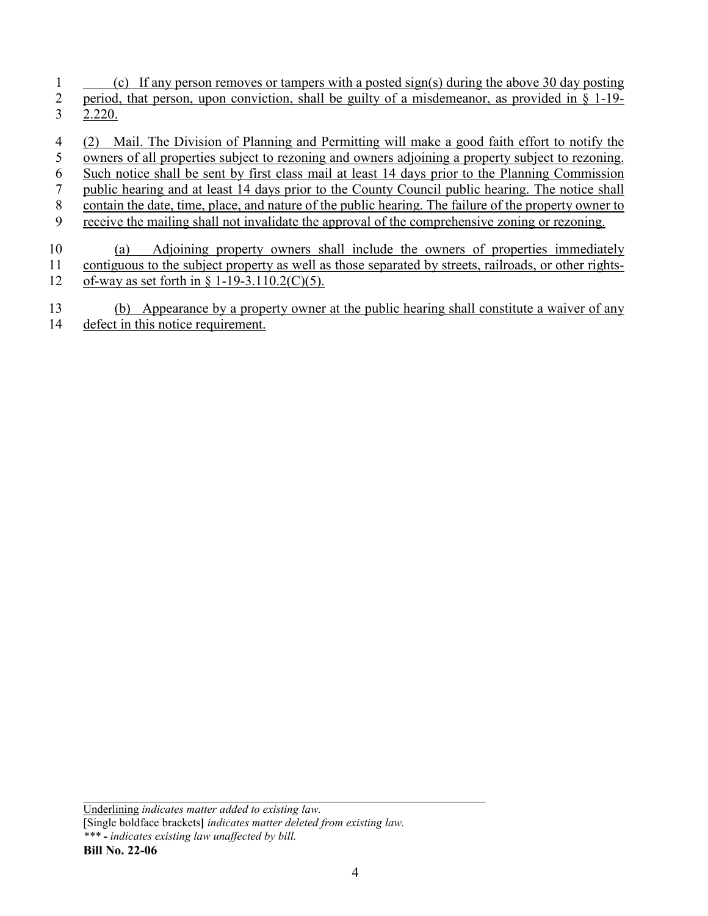(c) If any person removes or tampers with a posted sign(s) during the above 30 day posting period, that person, upon conviction, shall be guilty of a misdemeanor, as provided in § 1-19-2.220.

(2) Mail. The Division of Planning and Permitting will make a good faith effort to notify the owners of all properties subject to rezoning and owners adjoining a property subject to rezoning. Such notice shall be sent by first class mail at least 14 days prior to the Planning Commission public hearing and at least 14 days prior to the County Council public hearing. The notice shall contain the date, time, place, and nature of the public hearing. The failure of the property owner to receive the mailing shall not invalidate the approval of the comprehensive zoning or rezoning.

(a) Adjoining property owners shall include the owners of properties immediately contiguous to the subject property as well as those separated by streets, railroads, or other rights-of-way as set forth in § 1-19-3.110.2(C)(5).

(b) Appearance by a property owner at the public hearing shall constitute a waiver of any defect in this notice requirement.

---

Underlining *indicates matter added to existing law.*
[Single boldface brackets**]** *indicates matter deleted from existing law.*
*\*\*\* - indicates existing law unaffected by bill.*
**Bill No. 22-06**